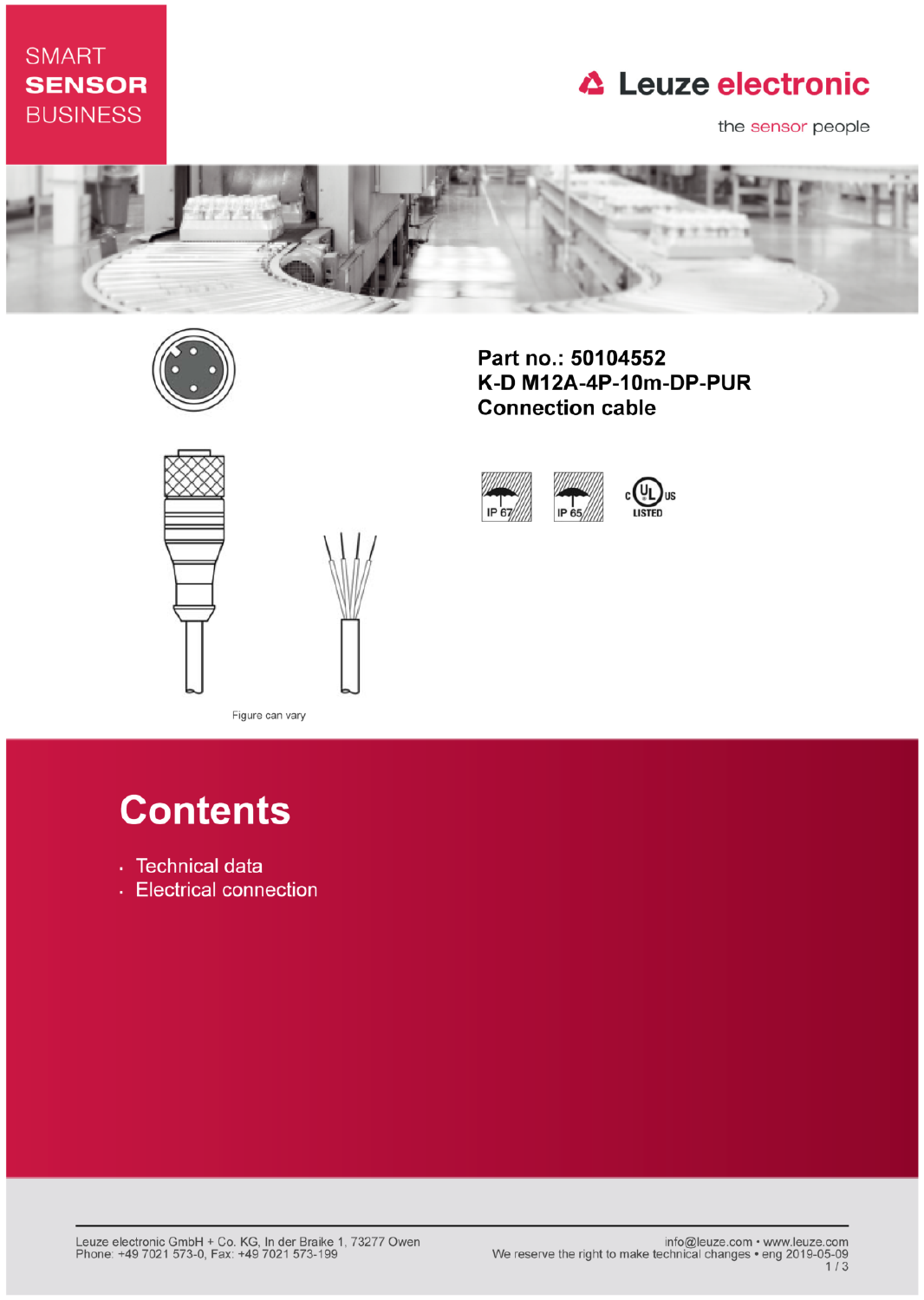SMART **SENSOR** BUSINESS

Leuze electronic

the sensor people

**Part no.: 50104552**
**K-D M12A-4P-10m-DP-PUR**
**Connection cable**

IP 67 IP 65 c UL us LISTED

Figure can vary

# Contents

- Technical data
- Electrical connection

Leuze electronic GmbH + Co. KG, In der Braike 1, 73277 Owen
Phone: +49 7021 573-0, Fax: +49 7021 573-199

info@leuze.com • www.leuze.com
We reserve the right to make technical changes • eng 2019-05-09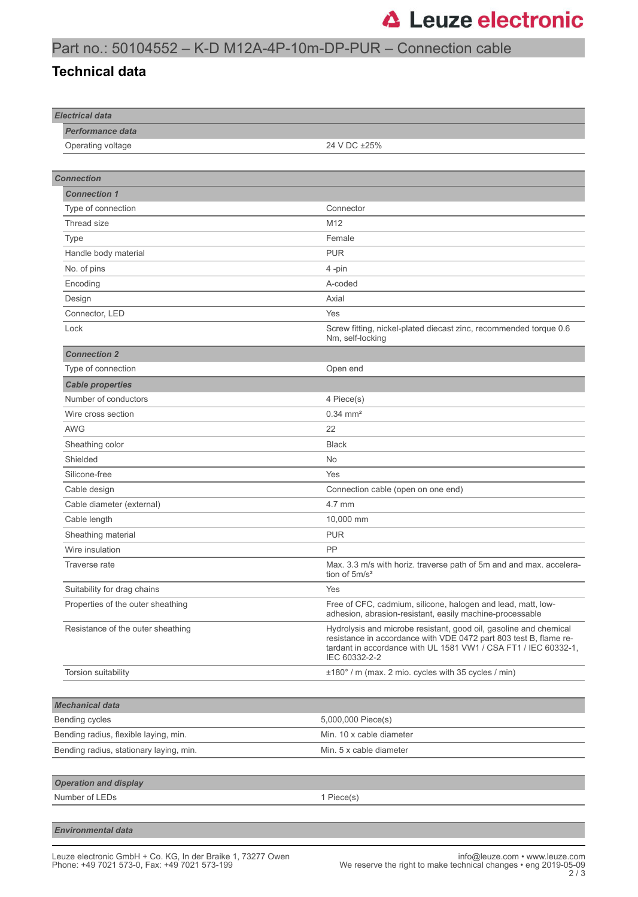# Part no.: 50104552 – K-D M12A-4P-10m-DP-PUR – Connection cable

## Technical data

| ***Electrical data*** | |
|---|---|
| ***Performance data*** | |
| Operating voltage | 24 V DC ±25% |

| ***Connection*** | |
|---|---|
| ***Connection 1*** | |
| Type of connection | Connector |
| Thread size | M12 |
| Type | Female |
| Handle body material | PUR |
| No. of pins | 4 -pin |
| Encoding | A-coded |
| Design | Axial |
| Connector, LED | Yes |
| Lock | Screw fitting, nickel-plated diecast zinc, recommended torque 0.6 Nm, self-locking |
| ***Connection 2*** | |
| Type of connection | Open end |
| ***Cable properties*** | |
| Number of conductors | 4 Piece(s) |
| Wire cross section | 0.34 mm² |
| AWG | 22 |
| Sheathing color | Black |
| Shielded | No |
| Silicone-free | Yes |
| Cable design | Connection cable (open on one end) |
| Cable diameter (external) | 4.7 mm |
| Cable length | 10,000 mm |
| Sheathing material | PUR |
| Wire insulation | PP |
| Traverse rate | Max. 3.3 m/s with horiz. traverse path of 5m and and max. acceleration of 5m/s² |
| Suitability for drag chains | Yes |
| Properties of the outer sheathing | Free of CFC, cadmium, silicone, halogen and lead, matt, low-adhesion, abrasion-resistant, easily machine-processable |
| Resistance of the outer sheathing | Hydrolysis and microbe resistant, good oil, gasoline and chemical resistance in accordance with VDE 0472 part 803 test B, flame retardant in accordance with UL 1581 VW1 / CSA FT1 / IEC 60332-1, IEC 60332-2-2 |
| Torsion suitability | ±180° / m (max. 2 mio. cycles with 35 cycles / min) |

| ***Mechanical data*** | |
|---|---|
| Bending cycles | 5,000,000 Piece(s) |
| Bending radius, flexible laying, min. | Min. 10 x cable diameter |
| Bending radius, stationary laying, min. | Min. 5 x cable diameter |

| ***Operation and display*** | |
|---|---|
| Number of LEDs | 1 Piece(s) |

| ***Environmental data*** | |
|---|---|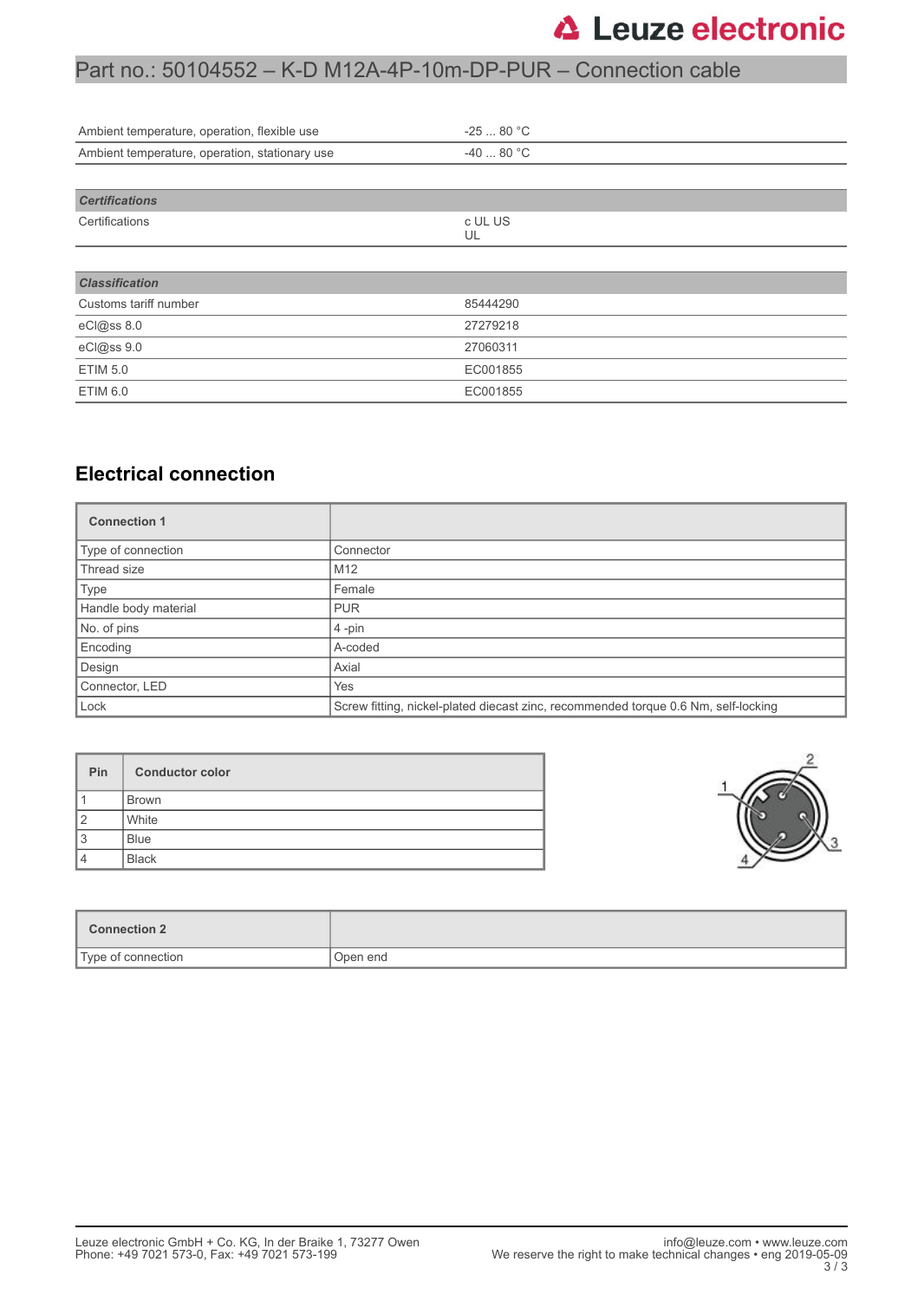Part no.: 50104552 – K-D M12A-4P-10m-DP-PUR – Connection cable

| | |
|---|---|
| Ambient temperature, operation, flexible use | -25 ... 80 °C |
| Ambient temperature, operation, stationary use | -40 ... 80 °C |

| *Certifications* | |
|---|---|
| Certifications | c UL US<br>UL |

| *Classification* | |
|---|---|
| Customs tariff number | 85444290 |
| eCl@ss 8.0 | 27279218 |
| eCl@ss 9.0 | 27060311 |
| ETIM 5.0 | EC001855 |
| ETIM 6.0 | EC001855 |

## Electrical connection

| **Connection 1** | |
|---|---|
| Type of connection | Connector |
| Thread size | M12 |
| Type | Female |
| Handle body material | PUR |
| No. of pins | 4 -pin |
| Encoding | A-coded |
| Design | Axial |
| Connector, LED | Yes |
| Lock | Screw fitting, nickel-plated diecast zinc, recommended torque 0.6 Nm, self-locking |

| **Pin** | **Conductor color** |
|---|---|
| 1 | Brown |
| 2 | White |
| 3 | Blue |
| 4 | Black |

1
2
3
4

| **Connection 2** | |
|---|---|
| Type of connection | Open end |

Leuze electronic GmbH + Co. KG, In der Braike 1, 73277 Owen
Phone: +49 7021 573-0, Fax: +49 7021 573-199

info@leuze.com • www.leuze.com
We reserve the right to make technical changes • eng 2019-05-09